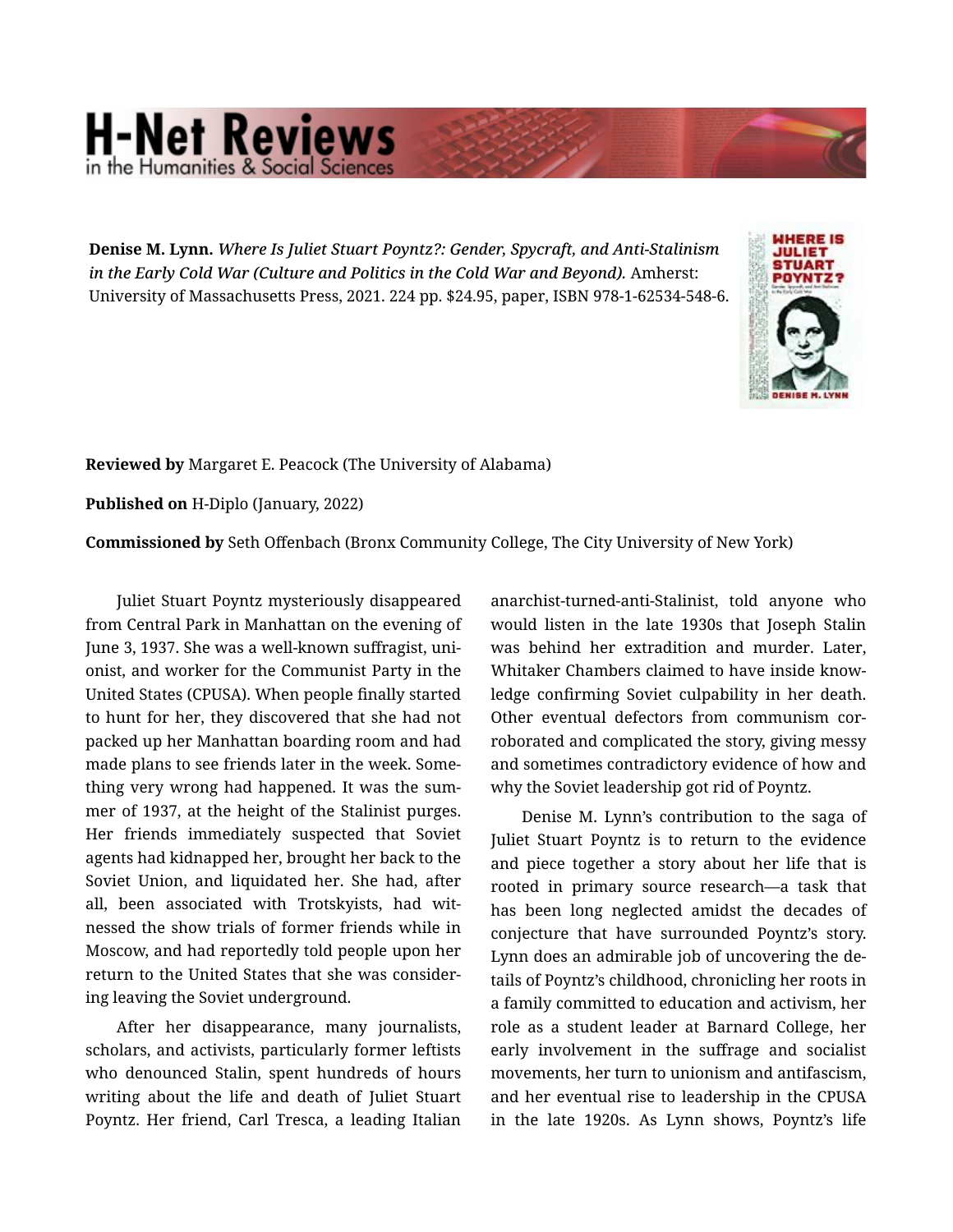**Denise M. Lynn.** *Where Is Juliet Stuart Poyntz?: Gender, Spycraft, and Anti-Stalinism in the Early Cold War (Culture and Politics in the Cold War and Beyond).* Amherst: University of Massachusetts Press, 2021. 224 pp. $24.95, paper, ISBN 978-1-62534-548-6.

**Reviewed by** Margaret E. Peacock (The University of Alabama)

**Published on** H-Diplo (January, 2022)

**Commissioned by** Seth Offenbach (Bronx Community College, The City University of New York)

Juliet Stuart Poyntz mysteriously disappeared from Central Park in Manhattan on the evening of June 3, 1937. She was a well-known suffragist, unionist, and worker for the Communist Party in the United States (CPUSA). When people finally started to hunt for her, they discovered that she had not packed up her Manhattan boarding room and had made plans to see friends later in the week. Something very wrong had happened. It was the summer of 1937, at the height of the Stalinist purges. Her friends immediately suspected that Soviet agents had kidnapped her, brought her back to the Soviet Union, and liquidated her. She had, after all, been associated with Trotskyists, had witnessed the show trials of former friends while in Moscow, and had reportedly told people upon her return to the United States that she was considering leaving the Soviet underground.

After her disappearance, many journalists, scholars, and activists, particularly former leftists who denounced Stalin, spent hundreds of hours writing about the life and death of Juliet Stuart Poyntz. Her friend, Carl Tresca, a leading Italian anarchist-turned-anti-Stalinist, told anyone who would listen in the late 1930s that Joseph Stalin was behind her extradition and murder. Later, Whitaker Chambers claimed to have inside knowledge confirming Soviet culpability in her death. Other eventual defectors from communism corroborated and complicated the story, giving messy and sometimes contradictory evidence of how and why the Soviet leadership got rid of Poyntz.

Denise M. Lynn's contribution to the saga of Juliet Stuart Poyntz is to return to the evidence and piece together a story about her life that is rooted in primary source research—a task that has been long neglected amidst the decades of conjecture that have surrounded Poyntz's story. Lynn does an admirable job of uncovering the details of Poyntz's childhood, chronicling her roots in a family committed to education and activism, her role as a student leader at Barnard College, her early involvement in the suffrage and socialist movements, her turn to unionism and antifascism, and her eventual rise to leadership in the CPUSA in the late 1920s. As Lynn shows, Poyntz's life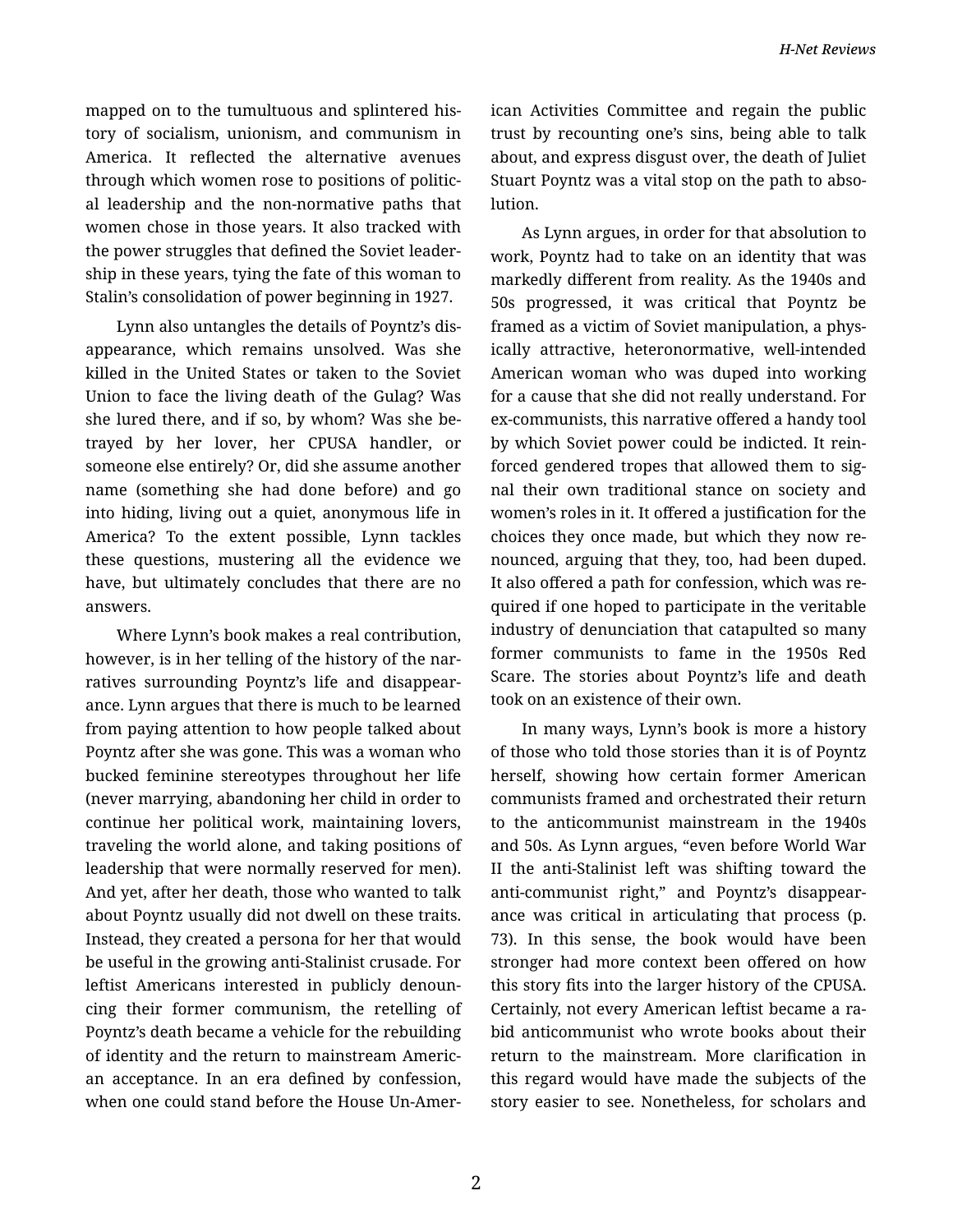mapped on to the tumultuous and splintered history of socialism, unionism, and communism in America. It reflected the alternative avenues through which women rose to positions of political leadership and the non-normative paths that women chose in those years. It also tracked with the power struggles that defined the Soviet leadership in these years, tying the fate of this woman to Stalin's consolidation of power beginning in 1927.

Lynn also untangles the details of Poyntz's disappearance, which remains unsolved. Was she killed in the United States or taken to the Soviet Union to face the living death of the Gulag? Was she lured there, and if so, by whom? Was she betrayed by her lover, her CPUSA handler, or someone else entirely? Or, did she assume another name (something she had done before) and go into hiding, living out a quiet, anonymous life in America? To the extent possible, Lynn tackles these questions, mustering all the evidence we have, but ultimately concludes that there are no answers.

Where Lynn's book makes a real contribution, however, is in her telling of the history of the narratives surrounding Poyntz's life and disappearance. Lynn argues that there is much to be learned from paying attention to how people talked about Poyntz after she was gone. This was a woman who bucked feminine stereotypes throughout her life (never marrying, abandoning her child in order to continue her political work, maintaining lovers, traveling the world alone, and taking positions of leadership that were normally reserved for men). And yet, after her death, those who wanted to talk about Poyntz usually did not dwell on these traits. Instead, they created a persona for her that would be useful in the growing anti-Stalinist crusade. For leftist Americans interested in publicly denouncing their former communism, the retelling of Poyntz's death became a vehicle for the rebuilding of identity and the return to mainstream American acceptance. In an era defined by confession, when one could stand before the House Un-American Activities Committee and regain the public trust by recounting one's sins, being able to talk about, and express disgust over, the death of Juliet Stuart Poyntz was a vital stop on the path to absolution.

As Lynn argues, in order for that absolution to work, Poyntz had to take on an identity that was markedly different from reality. As the 1940s and 50s progressed, it was critical that Poyntz be framed as a victim of Soviet manipulation, a physically attractive, heteronormative, well-intended American woman who was duped into working for a cause that she did not really understand. For ex-communists, this narrative offered a handy tool by which Soviet power could be indicted. It reinforced gendered tropes that allowed them to signal their own traditional stance on society and women's roles in it. It offered a justification for the choices they once made, but which they now renounced, arguing that they, too, had been duped. It also offered a path for confession, which was required if one hoped to participate in the veritable industry of denunciation that catapulted so many former communists to fame in the 1950s Red Scare. The stories about Poyntz's life and death took on an existence of their own.

In many ways, Lynn's book is more a history of those who told those stories than it is of Poyntz herself, showing how certain former American communists framed and orchestrated their return to the anticommunist mainstream in the 1940s and 50s. As Lynn argues, "even before World War II the anti-Stalinist left was shifting toward the anti-communist right," and Poyntz's disappearance was critical in articulating that process (p. 73). In this sense, the book would have been stronger had more context been offered on how this story fits into the larger history of the CPUSA. Certainly, not every American leftist became a rabid anticommunist who wrote books about their return to the mainstream. More clarification in this regard would have made the subjects of the story easier to see. Nonetheless, for scholars and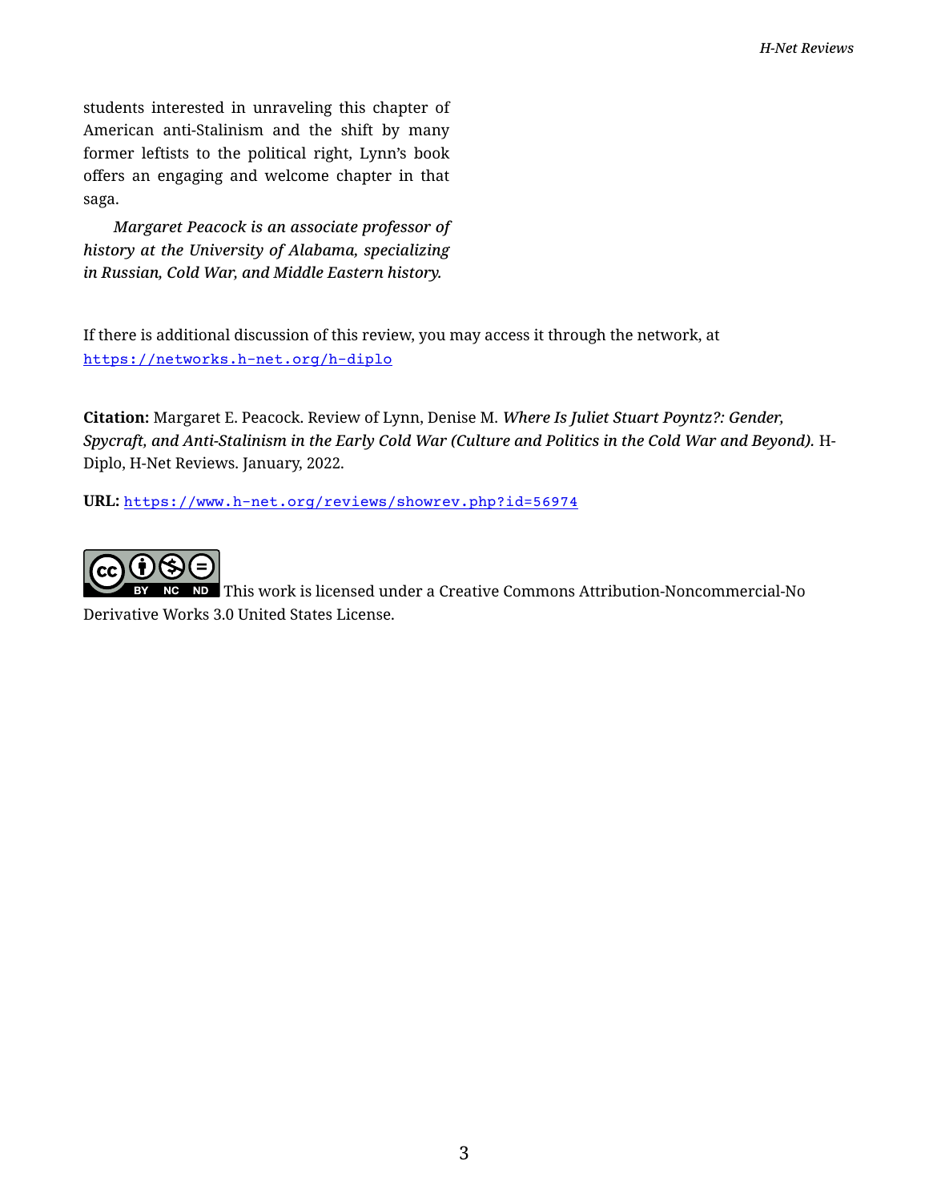students interested in unraveling this chapter of American anti-Stalinism and the shift by many former leftists to the political right, Lynn's book offers an engaging and welcome chapter in that saga.

*Margaret Peacock is an associate professor of history at the University of Alabama, specializing in Russian, Cold War, and Middle Eastern history.*

If there is additional discussion of this review, you may access it through the network, at https://networks.h-net.org/h-diplo

**Citation:** Margaret E. Peacock. Review of Lynn, Denise M. *Where Is Juliet Stuart Poyntz?: Gender, Spycraft, and Anti-Stalinism in the Early Cold War (Culture and Politics in the Cold War and Beyond).* H-Diplo, H-Net Reviews. January, 2022.

**URL:** https://www.h-net.org/reviews/showrev.php?id=56974

This work is licensed under a Creative Commons Attribution-Noncommercial-No Derivative Works 3.0 United States License.